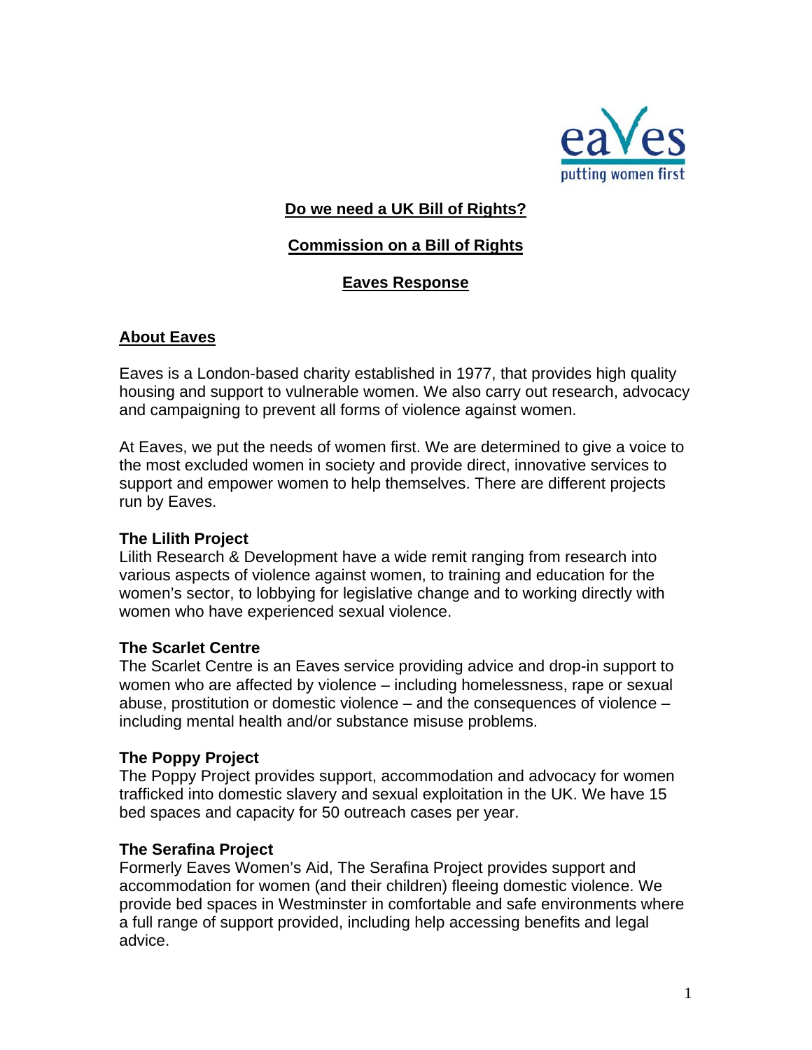eaVes
putting women first

# Do we need a UK Bill of Rights?

## Commission on a Bill of Rights

## Eaves Response

## About Eaves

Eaves is a London-based charity established in 1977, that provides high quality housing and support to vulnerable women. We also carry out research, advocacy and campaigning to prevent all forms of violence against women.

At Eaves, we put the needs of women first. We are determined to give a voice to the most excluded women in society and provide direct, innovative services to support and empower women to help themselves. There are different projects run by Eaves.

### The Lilith Project

Lilith Research & Development have a wide remit ranging from research into various aspects of violence against women, to training and education for the women's sector, to lobbying for legislative change and to working directly with women who have experienced sexual violence.

### The Scarlet Centre

The Scarlet Centre is an Eaves service providing advice and drop-in support to women who are affected by violence – including homelessness, rape or sexual abuse, prostitution or domestic violence – and the consequences of violence – including mental health and/or substance misuse problems.

### The Poppy Project

The Poppy Project provides support, accommodation and advocacy for women trafficked into domestic slavery and sexual exploitation in the UK. We have 15 bed spaces and capacity for 50 outreach cases per year.

### The Serafina Project

Formerly Eaves Women's Aid, The Serafina Project provides support and accommodation for women (and their children) fleeing domestic violence. We provide bed spaces in Westminster in comfortable and safe environments where a full range of support provided, including help accessing benefits and legal advice.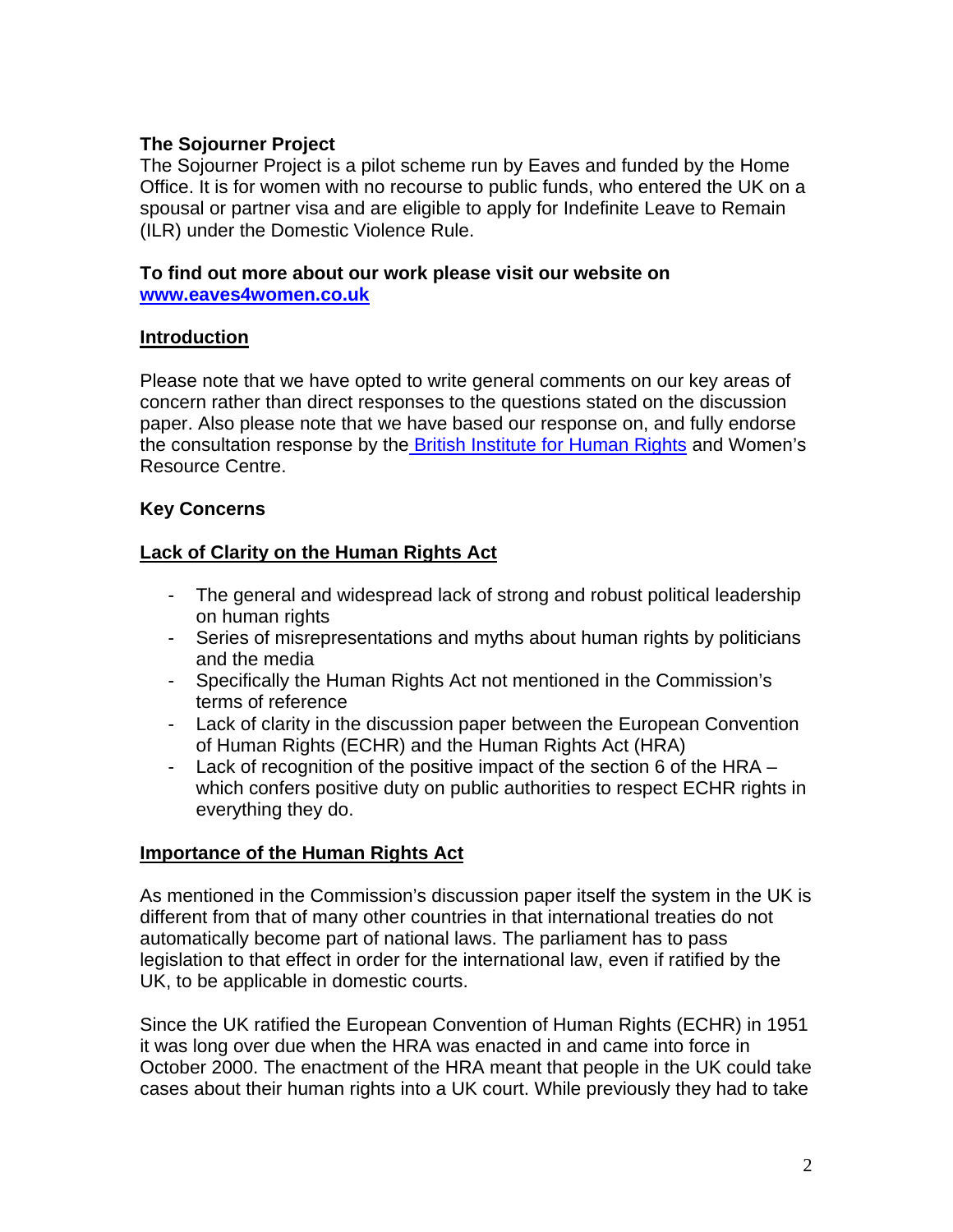**The Sojourner Project**
The Sojourner Project is a pilot scheme run by Eaves and funded by the Home Office. It is for women with no recourse to public funds, who entered the UK on a spousal or partner visa and are eligible to apply for Indefinite Leave to Remain (ILR) under the Domestic Violence Rule.

**To find out more about our work please visit our website on [www.eaves4women.co.uk](http://www.eaves4women.co.uk)**

## Introduction

Please note that we have opted to write general comments on our key areas of concern rather than direct responses to the questions stated on the discussion paper. Also please note that we have based our response on, and fully endorse the consultation response by the British Institute for Human Rights and Women's Resource Centre.

## Key Concerns

### Lack of Clarity on the Human Rights Act

- The general and widespread lack of strong and robust political leadership on human rights
- Series of misrepresentations and myths about human rights by politicians and the media
- Specifically the Human Rights Act not mentioned in the Commission's terms of reference
- Lack of clarity in the discussion paper between the European Convention of Human Rights (ECHR) and the Human Rights Act (HRA)
- Lack of recognition of the positive impact of the section 6 of the HRA – which confers positive duty on public authorities to respect ECHR rights in everything they do.

### Importance of the Human Rights Act

As mentioned in the Commission's discussion paper itself the system in the UK is different from that of many other countries in that international treaties do not automatically become part of national laws. The parliament has to pass legislation to that effect in order for the international law, even if ratified by the UK, to be applicable in domestic courts.

Since the UK ratified the European Convention of Human Rights (ECHR) in 1951 it was long over due when the HRA was enacted in and came into force in October 2000. The enactment of the HRA meant that people in the UK could take cases about their human rights into a UK court. While previously they had to take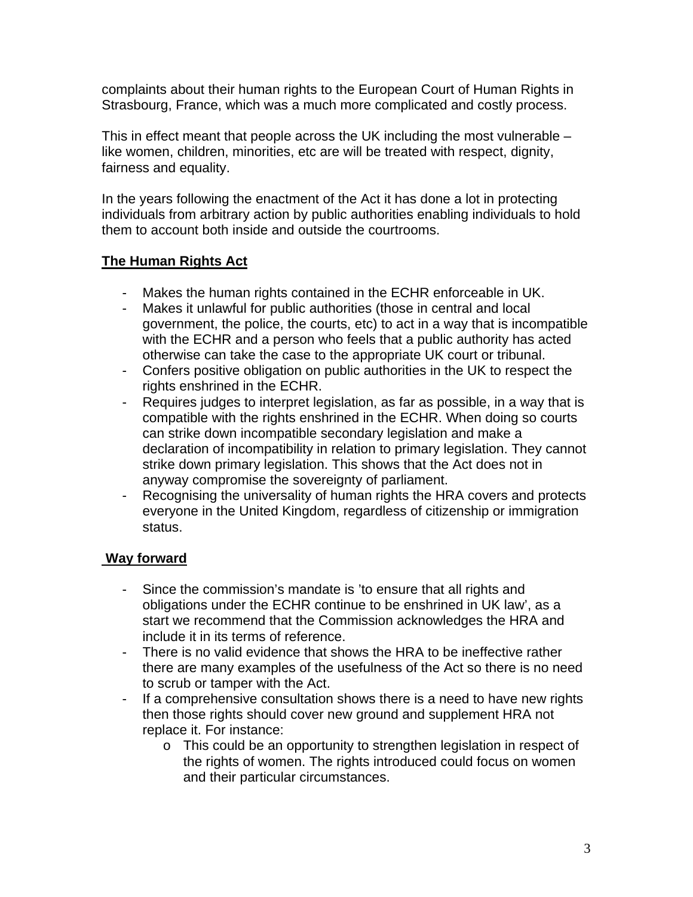complaints about their human rights to the European Court of Human Rights in Strasbourg, France, which was a much more complicated and costly process.

This in effect meant that people across the UK including the most vulnerable – like women, children, minorities, etc are will be treated with respect, dignity, fairness and equality.

In the years following the enactment of the Act it has done a lot in protecting individuals from arbitrary action by public authorities enabling individuals to hold them to account both inside and outside the courtrooms.

**The Human Rights Act**

- Makes the human rights contained in the ECHR enforceable in UK.
- Makes it unlawful for public authorities (those in central and local government, the police, the courts, etc) to act in a way that is incompatible with the ECHR and a person who feels that a public authority has acted otherwise can take the case to the appropriate UK court or tribunal.
- Confers positive obligation on public authorities in the UK to respect the rights enshrined in the ECHR.
- Requires judges to interpret legislation, as far as possible, in a way that is compatible with the rights enshrined in the ECHR. When doing so courts can strike down incompatible secondary legislation and make a declaration of incompatibility in relation to primary legislation. They cannot strike down primary legislation. This shows that the Act does not in anyway compromise the sovereignty of parliament.
- Recognising the universality of human rights the HRA covers and protects everyone in the United Kingdom, regardless of citizenship or immigration status.

**Way forward**

- Since the commission's mandate is 'to ensure that all rights and obligations under the ECHR continue to be enshrined in UK law', as a start we recommend that the Commission acknowledges the HRA and include it in its terms of reference.
- There is no valid evidence that shows the HRA to be ineffective rather there are many examples of the usefulness of the Act so there is no need to scrub or tamper with the Act.
- If a comprehensive consultation shows there is a need to have new rights then those rights should cover new ground and supplement HRA not replace it. For instance:
  - This could be an opportunity to strengthen legislation in respect of the rights of women. The rights introduced could focus on women and their particular circumstances.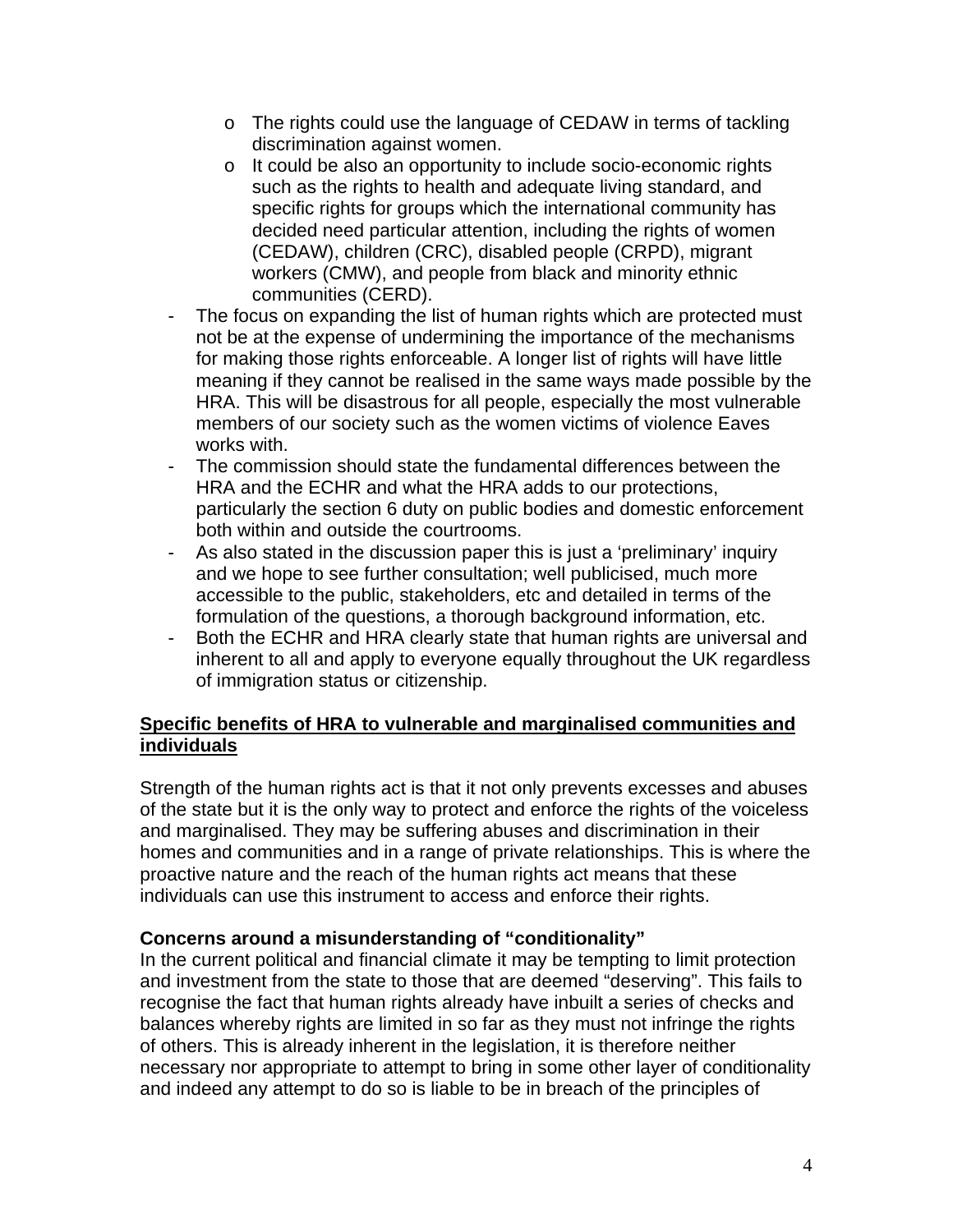- The rights could use the language of CEDAW in terms of tackling discrimination against women.
  - It could be also an opportunity to include socio-economic rights such as the rights to health and adequate living standard, and specific rights for groups which the international community has decided need particular attention, including the rights of women (CEDAW), children (CRC), disabled people (CRPD), migrant workers (CMW), and people from black and minority ethnic communities (CERD).
- The focus on expanding the list of human rights which are protected must not be at the expense of undermining the importance of the mechanisms for making those rights enforceable. A longer list of rights will have little meaning if they cannot be realised in the same ways made possible by the HRA. This will be disastrous for all people, especially the most vulnerable members of our society such as the women victims of violence Eaves works with.
- The commission should state the fundamental differences between the HRA and the ECHR and what the HRA adds to our protections, particularly the section 6 duty on public bodies and domestic enforcement both within and outside the courtrooms.
- As also stated in the discussion paper this is just a 'preliminary' inquiry and we hope to see further consultation; well publicised, much more accessible to the public, stakeholders, etc and detailed in terms of the formulation of the questions, a thorough background information, etc.
- Both the ECHR and HRA clearly state that human rights are universal and inherent to all and apply to everyone equally throughout the UK regardless of immigration status or citizenship.

**<u>Specific benefits of HRA to vulnerable and marginalised communities and individuals</u>**

Strength of the human rights act is that it not only prevents excesses and abuses of the state but it is the only way to protect and enforce the rights of the voiceless and marginalised. They may be suffering abuses and discrimination in their homes and communities and in a range of private relationships. This is where the proactive nature and the reach of the human rights act means that these individuals can use this instrument to access and enforce their rights.

**Concerns around a misunderstanding of "conditionality"**

In the current political and financial climate it may be tempting to limit protection and investment from the state to those that are deemed "deserving". This fails to recognise the fact that human rights already have inbuilt a series of checks and balances whereby rights are limited in so far as they must not infringe the rights of others. This is already inherent in the legislation, it is therefore neither necessary nor appropriate to attempt to bring in some other layer of conditionality and indeed any attempt to do so is liable to be in breach of the principles of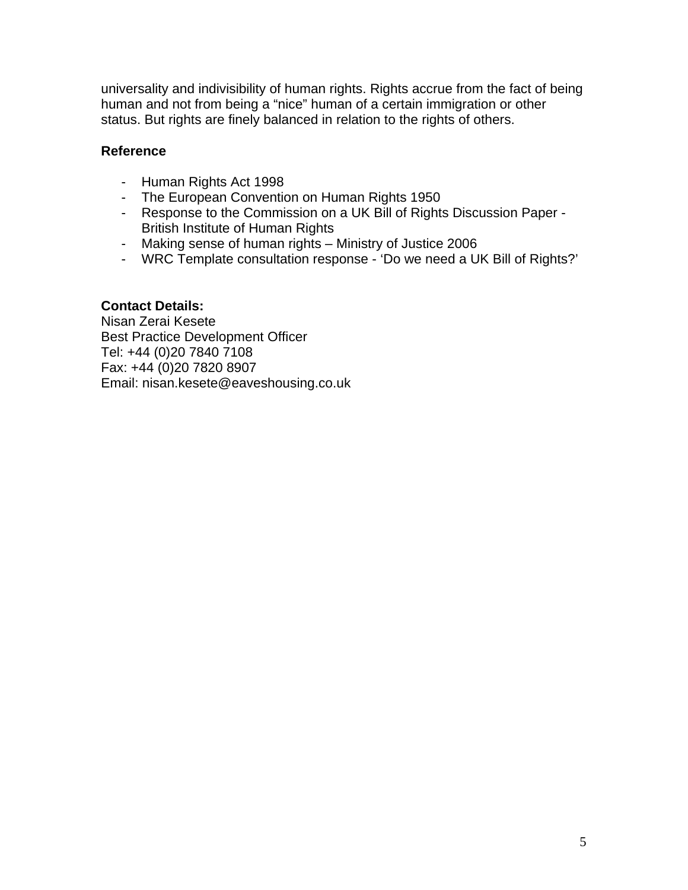universality and indivisibility of human rights. Rights accrue from the fact of being human and not from being a "nice" human of a certain immigration or other status. But rights are finely balanced in relation to the rights of others.

**Reference**

- Human Rights Act 1998
- The European Convention on Human Rights 1950
- Response to the Commission on a UK Bill of Rights Discussion Paper - British Institute of Human Rights
- Making sense of human rights – Ministry of Justice 2006
- WRC Template consultation response - 'Do we need a UK Bill of Rights?'

**Contact Details:**
Nisan Zerai Kesete
Best Practice Development Officer
Tel: +44 (0)20 7840 7108
Fax: +44 (0)20 7820 8907
Email: nisan.kesete@eaveshousing.co.uk